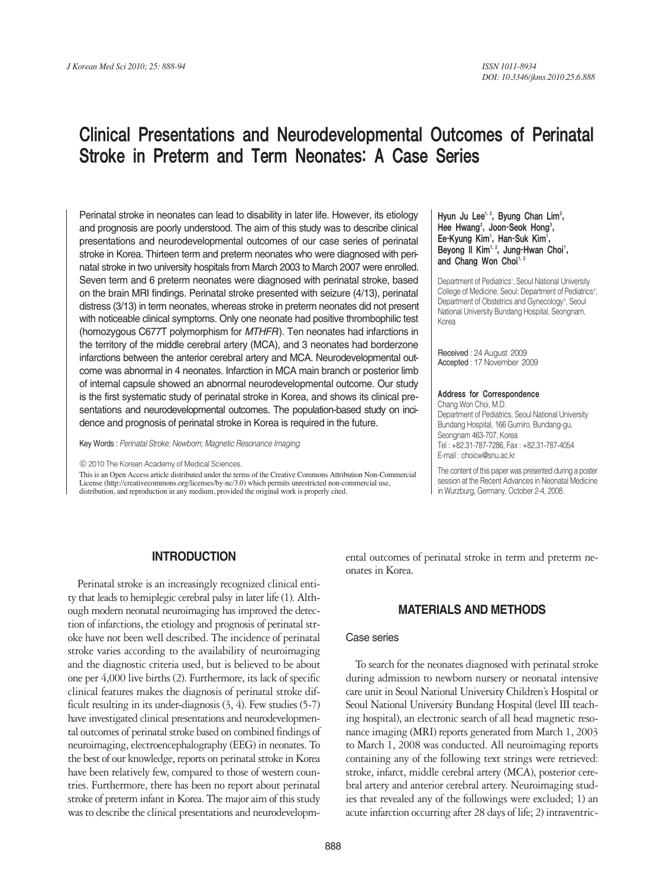# Clinical Presentations and Neurodevelopmental Outcomes of Perinatal Stroke in Preterm and Term Neonates: A Case Series

Perinatal stroke in neonates can lead to disability in later life. However, its etiology and prognosis are poorly understood. The aim of this study was to describe clinical presentations and neurodevelopmental outcomes of our case series of perinatal stroke in Korea. Thirteen term and preterm neonates who were diagnosed with perinatal stroke in two university hospitals from March 2003 to March 2007 were enrolled. Seven term and 6 preterm neonates were diagnosed with perinatal stroke, based on the brain MRI findings. Perinatal stroke presented with seizure (4/13), perinatal distress (3/13) in term neonates, whereas stroke in preterm neonates did not present with noticeable clinical symptoms. Only one neonate had positive thrombophilic test (homozygous C677T polymorphism for *MTHFR*). Ten neonates had infarctions in the territory of the middle cerebral artery (MCA), and 3 neonates had borderzone infarctions between the anterior cerebral artery and MCA. Neurodevelopmental outcome was abnormal in 4 neonates. Infarction in MCA main branch or posterior limb of internal capsule showed an abnormal neurodevelopmental outcome. Our study is the first systematic study of perinatal stroke in Korea, and shows its clinical presentations and neurodevelopmental outcomes. The population-based study on incidence and prognosis of perinatal stroke in Korea is required in the future.

Key Words : *Perinatal Stroke; Newborn; Magnetic Resonance Imaging*

© 2010 The Korean Academy of Medical Sciences.

This is an Open Access article distributed under the terms of the Creative Commons Attribution Non-Commercial License (http://creativecommons.org/licenses/by-nc/3.0) which permits unrestricted non-commercial use, distribution, and reproduction in any medium, provided the original work is properly cited.

**Hyun Ju Lee[1,2], Byung Chan Lim[2], Hee Hwang[2], Joon-Seok Hong[3], Ee-Kyung Kim[1], Han-Suk Kim[1], Beyong Il Kim[1,2], Jung-Hwan Choi[1], and Chang Won Choi[1,2]**

Department of Pediatrics[1], Seoul National University College of Medicine, Seoul; Department of Pediatrics[2], Department of Obstetrics and Gynecology[3], Seoul National University Bundang Hospital, Seongnam, Korea

Received : 24 August 2009
Accepted : 17 November 2009

**Address for Correspondence**
Chang Won Choi, M.D.
Department of Pediatrics, Seoul National University Bundang Hospital, 166 Gumiro, Bundang-gu, Seongnam 463-707, Korea
Tel : +82.31-787-7286, Fax : +82.31-787-4054
E-mail : choicw@snu.ac.kr

The content of this paper was presented during a poster session at the Recent Advances in Neonatal Medicine in Wurzburg, Germany, October 2-4, 2008.

## INTRODUCTION

Perinatal stroke is an increasingly recognized clinical entity that leads to hemiplegic cerebral palsy in later life (1). Although modern neonatal neuroimaging has improved the detection of infarctions, the etiology and prognosis of perinatal stroke have not been well described. The incidence of perinatal stroke varies according to the availability of neuroimaging and the diagnostic criteria used, but is believed to be about one per 4,000 live births (2). Furthermore, its lack of specific clinical features makes the diagnosis of perinatal stroke difficult resulting in its under-diagnosis (3, 4). Few studies (5-7) have investigated clinical presentations and neurodevelopmental outcomes of perinatal stroke based on combined findings of neuroimaging, electroencephalography (EEG) in neonates. To the best of our knowledge, reports on perinatal stroke in Korea have been relatively few, compared to those of western countries. Furthermore, there has been no report about perinatal stroke of preterm infant in Korea. The major aim of this study was to describe the clinical presentations and neurodevelopmental outcomes of perinatal stroke in term and preterm neonates in Korea.

## MATERIALS AND METHODS

### Case series

To search for the neonates diagnosed with perinatal stroke during admission to newborn nursery or neonatal intensive care unit in Seoul National University Children's Hospital or Seoul National University Bundang Hospital (level III teaching hospital), an electronic search of all head magnetic resonance imaging (MRI) reports generated from March 1, 2003 to March 1, 2008 was conducted. All neuroimaging reports containing any of the following text strings were retrieved: stroke, infarct, middle cerebral artery (MCA), posterior cerebral artery and anterior cerebral artery. Neuroimaging studies that revealed any of the followings were excluded; 1) an acute infarction occurring after 28 days of life; 2) intraventric-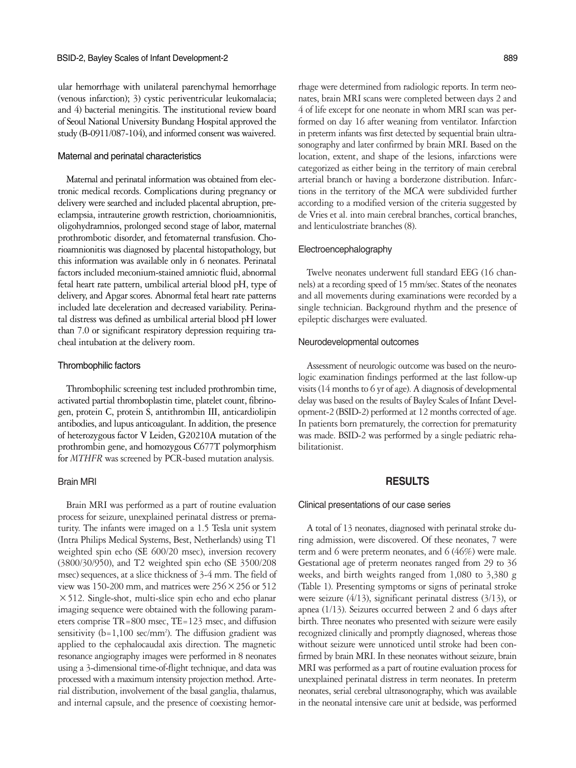ular hemorrhage with unilateral parenchymal hemorrhage (venous infarction); 3) cystic periventricular leukomalacia; and 4) bacterial meningitis. The institutional review board of Seoul National University Bundang Hospital approved the study (B-0911/087-104), and informed consent was waivered.

### Maternal and perinatal characteristics

Maternal and perinatal information was obtained from electronic medical records. Complications during pregnancy or delivery were searched and included placental abruption, preeclampsia, intrauterine growth restriction, chorioamnionitis, oligohydramnios, prolonged second stage of labor, maternal prothrombotic disorder, and fetomaternal transfusion. Chorioamnionitis was diagnosed by placental histopathology, but this information was available only in 6 neonates. Perinatal factors included meconium-stained amniotic fluid, abnormal fetal heart rate pattern, umbilical arterial blood pH, type of delivery, and Apgar scores. Abnormal fetal heart rate patterns included late deceleration and decreased variability. Perinatal distress was defined as umbilical arterial blood pH lower than 7.0 or significant respiratory depression requiring tracheal intubation at the delivery room.

### Thrombophilic factors

Thrombophilic screening test included prothrombin time, activated partial thromboplastin time, platelet count, fibrinogen, protein C, protein S, antithrombin III, anticardiolipin antibodies, and lupus anticoagulant. In addition, the presence of heterozygous factor V Leiden, G20210A mutation of the prothrombin gene, and homozygous C677T polymorphism for *MTHFR* was screened by PCR-based mutation analysis.

### Brain MRI

Brain MRI was performed as a part of routine evaluation process for seizure, unexplained perinatal distress or prematurity. The infants were imaged on a 1.5 Tesla unit system (Intra Philips Medical Systems, Best, Netherlands) using T1 weighted spin echo (SE 600/20 msec), inversion recovery (3800/30/950), and T2 weighted spin echo (SE 3500/208 msec) sequences, at a slice thickness of 3-4 mm. The field of view was 150-200 mm, and matrices were 256 × 256 or 512 × 512. Single-shot, multi-slice spin echo and echo planar imaging sequence were obtained with the following parameters comprise TR = 800 msec, TE = 123 msec, and diffusion sensitivity (b = 1,100 sec/mm$^2$). The diffusion gradient was applied to the cephalocaudal axis direction. The magnetic resonance angiography images were performed in 8 neonates using a 3-dimensional time-of-flight technique, and data was processed with a maximum intensity projection method. Arterial distribution, involvement of the basal ganglia, thalamus, and internal capsule, and the presence of coexisting hemorrhage were determined from radiologic reports. In term neonates, brain MRI scans were completed between days 2 and 4 of life except for one neonate in whom MRI scan was performed on day 16 after weaning from ventilator. Infarction in preterm infants was first detected by sequential brain ultrasonography and later confirmed by brain MRI. Based on the location, extent, and shape of the lesions, infarctions were categorized as either being in the territory of main cerebral arterial branch or having a borderzone distribution. Infarctions in the territory of the MCA were subdivided further according to a modified version of the criteria suggested by de Vries et al. into main cerebral branches, cortical branches, and lenticulostriate branches (8).

### Electroencephalography

Twelve neonates underwent full standard EEG (16 channels) at a recording speed of 15 mm/sec. States of the neonates and all movements during examinations were recorded by a single technician. Background rhythm and the presence of epileptic discharges were evaluated.

### Neurodevelopmental outcomes

Assessment of neurologic outcome was based on the neurologic examination findings performed at the last follow-up visits (14 months to 6 yr of age). A diagnosis of developmental delay was based on the results of Bayley Scales of Infant Development-2 (BSID-2) performed at 12 months corrected of age. In patients born prematurely, the correction for prematurity was made. BSID-2 was performed by a single pediatric rehabilitationist.

## RESULTS

### Clinical presentations of our case series

A total of 13 neonates, diagnosed with perinatal stroke during admission, were discovered. Of these neonates, 7 were term and 6 were preterm neonates, and 6 (46%) were male. Gestational age of preterm neonates ranged from 29 to 36 weeks, and birth weights ranged from 1,080 to 3,380 g (Table 1). Presenting symptoms or signs of perinatal stroke were seizure (4/13), significant perinatal distress (3/13), or apnea (1/13). Seizures occurred between 2 and 6 days after birth. Three neonates who presented with seizure were easily recognized clinically and promptly diagnosed, whereas those without seizure were unnoticed until stroke had been confirmed by brain MRI. In these neonates without seizure, brain MRI was performed as a part of routine evaluation process for unexplained perinatal distress in term neonates. In preterm neonates, serial cerebral ultrasonography, which was available in the neonatal intensive care unit at bedside, was performed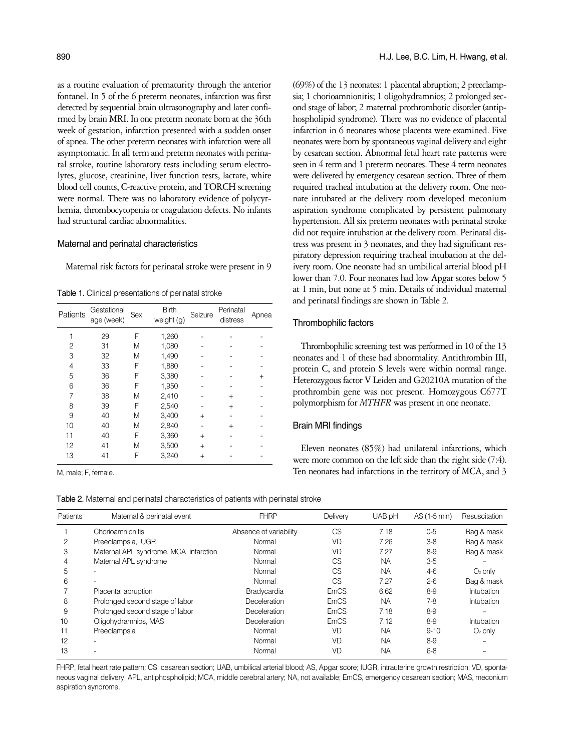as a routine evaluation of prematurity through the anterior fontanel. In 5 of the 6 preterm neonates, infarction was first detected by sequential brain ultrasonography and later confirmed by brain MRI. In one preterm neonate born at the 36th week of gestation, infarction presented with a sudden onset of apnea. The other preterm neonates with infarction were all asymptomatic. In all term and preterm neonates with perinatal stroke, routine laboratory tests including serum electrolytes, glucose, creatinine, liver function tests, lactate, white blood cell counts, C-reactive protein, and TORCH screening were normal. There was no laboratory evidence of polycythemia, thrombocytopenia or coagulation defects. No infants had structural cardiac abnormalities.

### Maternal and perinatal characteristics

Maternal risk factors for perinatal stroke were present in 9 (69%) of the 13 neonates: 1 placental abruption; 2 preeclampsia; 1 chorioamnionitis; 1 oligohydramnios; 2 prolonged second stage of labor; 2 maternal prothrombotic disorder (antiphospholipid syndrome). There was no evidence of placental infarction in 6 neonates whose placenta were examined. Five neonates were born by spontaneous vaginal delivery and eight by cesarean section. Abnormal fetal heart rate patterns were seen in 4 term and 1 preterm neonates. These 4 term neonates were delivered by emergency cesarean section. Three of them required tracheal intubation at the delivery room. One neonate intubated at the delivery room developed meconium aspiration syndrome complicated by persistent pulmonary hypertension. All six preterm neonates with perinatal stroke did not require intubation at the delivery room. Perinatal distress was present in 3 neonates, and they had significant respiratory depression requiring tracheal intubation at the delivery room. One neonate had an umbilical arterial blood pH lower than 7.0. Four neonates had low Apgar scores below 5 at 1 min, but none at 5 min. Details of individual maternal and perinatal findings are shown in Table 2.

Table 1. Clinical presentations of perinatal stroke

| Patients | Gestational age (week) | Sex | Birth weight (g) | Seizure | Perinatal distress | Apnea |
|---|---|---|---|---|---|---|
| 1 | 29 | F | 1,260 | - | - | - |
| 2 | 31 | M | 1,080 | - | - | - |
| 3 | 32 | M | 1,490 | - | - | - |
| 4 | 33 | F | 1,880 | - | - | - |
| 5 | 36 | F | 3,380 | - | - | + |
| 6 | 36 | F | 1,950 | - | - | - |
| 7 | 38 | M | 2,410 | - | + | - |
| 8 | 39 | F | 2,540 | - | + | - |
| 9 | 40 | M | 3,400 | + | - | - |
| 10 | 40 | M | 2,840 | - | + | - |
| 11 | 40 | F | 3,360 | + | - | - |
| 12 | 41 | M | 3,500 | + | - | - |
| 13 | 41 | F | 3,240 | + | - | - |

M, male; F, female.

### Thrombophilic factors

Thrombophilic screening test was performed in 10 of the 13 neonates and 1 of these had abnormality. Antithrombin III, protein C, and protein S levels were within normal range. Heterozygous factor V Leiden and G20210A mutation of the prothrombin gene was not present. Homozygous C677T polymorphism for *MTHFR* was present in one neonate.

### Brain MRI findings

Eleven neonates (85%) had unilateral infarctions, which were more common on the left side than the right side (7:4). Ten neonates had infarctions in the territory of MCA, and 3

Table 2. Maternal and perinatal characteristics of patients with perinatal stroke

| Patients | Maternal & perinatal event | FHRP | Delivery | UAB pH | AS (1-5 min) | Resuscitation |
|---|---|---|---|---|---|---|
| 1 | Chorioamnionitis | Absence of variability | CS | 7.18 | 0-5 | Bag & mask |
| 2 | Preeclampsia, IUGR | Normal | VD | 7.26 | 3-8 | Bag & mask |
| 3 | Maternal APL syndrome, MCA infarction | Normal | VD | 7.27 | 8-9 | Bag & mask |
| 4 | Maternal APL syndrome | Normal | CS | NA | 3-5 | – |
| 5 | - | Normal | CS | NA | 4-6 | $O_2$ only |
| 6 | - | Normal | CS | 7.27 | 2-6 | Bag & mask |
| 7 | Placental abruption | Bradycardia | EmCS | 6.62 | 8-9 | Intubation |
| 8 | Prolonged second stage of labor | Deceleration | EmCS | NA | 7-8 | Intubation |
| 9 | Prolonged second stage of labor | Deceleration | EmCS | 7.18 | 8-9 | – |
| 10 | Oligohydramnios, MAS | Deceleration | EmCS | 7.12 | 8-9 | Intubation |
| 11 | Preeclampsia | Normal | VD | NA | 9-10 | $O_2$ only |
| 12 | - | Normal | VD | NA | 8-9 | – |
| 13 | - | Normal | VD | NA | 6-8 | – |

FHRP, fetal heart rate pattern; CS, cesarean section; UAB, umbilical arterial blood; AS, Apgar score; IUGR, intrauterine growth restriction; VD, spontaneous vaginal delivery; APL, antiphospholipid; MCA, middle cerebral artery; NA, not available; EmCS, emergency cesarean section; MAS, meconium aspiration syndrome.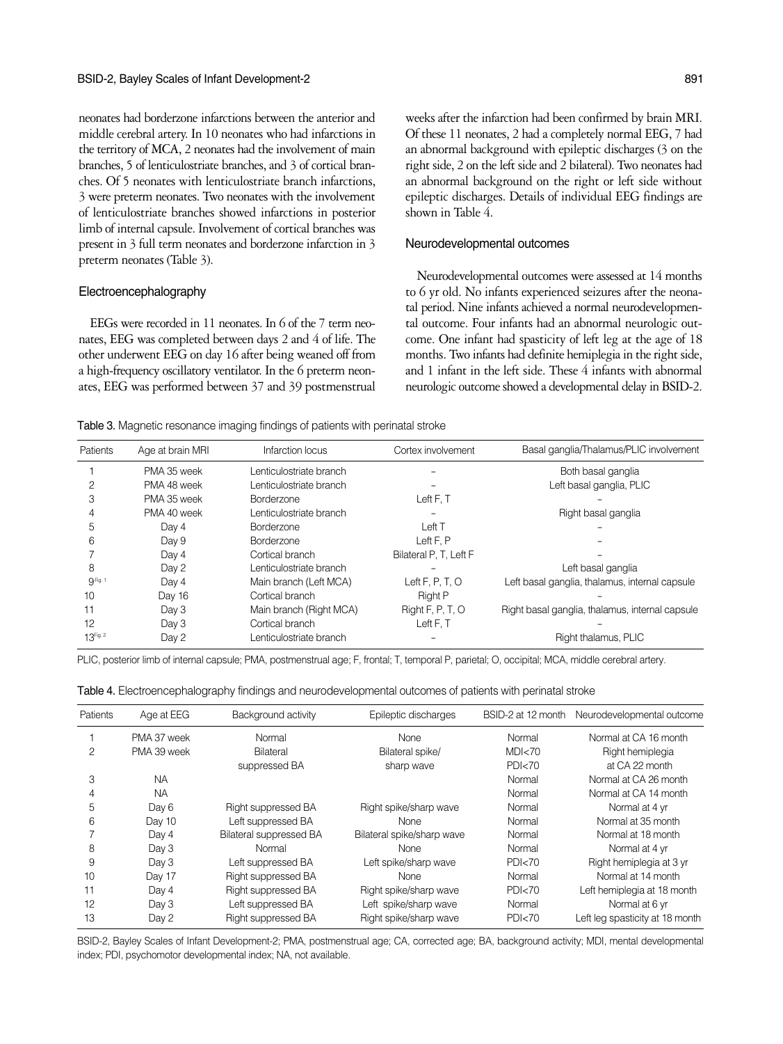neonates had borderzone infarctions between the anterior and middle cerebral artery. In 10 neonates who had infarctions in the territory of MCA, 2 neonates had the involvement of main branches, 5 of lenticulostriate branches, and 3 of cortical branches. Of 5 neonates with lenticulostriate branch infarctions, 3 were preterm neonates. Two neonates with the involvement of lenticulostriate branches showed infarctions in posterior limb of internal capsule. Involvement of cortical branches was present in 3 full term neonates and borderzone infarction in 3 preterm neonates (Table 3).

### Electroencephalography

EEGs were recorded in 11 neonates. In 6 of the 7 term neonates, EEG was completed between days 2 and 4 of life. The other underwent EEG on day 16 after being weaned off from a high-frequency oscillatory ventilator. In the 6 preterm neonates, EEG was performed between 37 and 39 postmenstrual weeks after the infarction had been confirmed by brain MRI. Of these 11 neonates, 2 had a completely normal EEG, 7 had an abnormal background with epileptic discharges (3 on the right side, 2 on the left side and 2 bilateral). Two neonates had an abnormal background on the right or left side without epileptic discharges. Details of individual EEG findings are shown in Table 4.

### Neurodevelopmental outcomes

Neurodevelopmental outcomes were assessed at 14 months to 6 yr old. No infants experienced seizures after the neonatal period. Nine infants achieved a normal neurodevelopmental outcome. Four infants had an abnormal neurologic outcome. One infant had spasticity of left leg at the age of 18 months. Two infants had definite hemiplegia in the right side, and 1 infant in the left side. These 4 infants with abnormal neurologic outcome showed a developmental delay in BSID-2.

Table 3. Magnetic resonance imaging findings of patients with perinatal stroke

| Patients | Age at brain MRI | Infarction locus | Cortex involvement | Basal ganglia/Thalamus/PLIC involvement |
|---|---|---|---|---|
| 1 | PMA 35 week | Lenticulostriate branch | – | Both basal ganglia |
| 2 | PMA 48 week | Lenticulostriate branch | – | Left basal ganglia, PLIC |
| 3 | PMA 35 week | Borderzone | Left F, T | – |
| 4 | PMA 40 week | Lenticulostriate branch | – | Right basal ganglia |
| 5 | Day 4 | Borderzone | Left T | – |
| 6 | Day 9 | Borderzone | Left F, P | – |
| 7 | Day 4 | Cortical branch | Bilateral P, T, Left F | – |
| 8 | Day 2 | Lenticulostriate branch | – | Left basal ganglia |
| 9[Fig. 1] | Day 4 | Main branch (Left MCA) | Left F, P, T, O | Left basal ganglia, thalamus, internal capsule |
| 10 | Day 16 | Cortical branch | Right P | – |
| 11 | Day 3 | Main branch (Right MCA) | Right F, P, T, O | Right basal ganglia, thalamus, internal capsule |
| 12 | Day 3 | Cortical branch | Left F, T | – |
| 13[Fig. 2] | Day 2 | Lenticulostriate branch | – | Right thalamus, PLIC |

PLIC, posterior limb of internal capsule; PMA, postmenstrual age; F, frontal; T, temporal P, parietal; O, occipital; MCA, middle cerebral artery.

Table 4. Electroencephalography findings and neurodevelopmental outcomes of patients with perinatal stroke

| Patients | Age at EEG | Background activity | Epileptic discharges | BSID-2 at 12 month | Neurodevelopmental outcome |
|---|---|---|---|---|---|
| 1 | PMA 37 week | Normal | None | Normal | Normal at CA 16 month |
| 2 | PMA 39 week | Bilateral suppressed BA | Bilateral spike/ sharp wave | MDI<70 PDI<70 | Right hemiplegia at CA 22 month |
| 3 | NA | | | Normal | Normal at CA 26 month |
| 4 | NA | | | Normal | Normal at CA 14 month |
| 5 | Day 6 | Right suppressed BA | Right spike/sharp wave | Normal | Normal at 4 yr |
| 6 | Day 10 | Left suppressed BA | None | Normal | Normal at 35 month |
| 7 | Day 4 | Bilateral suppressed BA | Bilateral spike/sharp wave | Normal | Normal at 18 month |
| 8 | Day 3 | Normal | None | Normal | Normal at 4 yr |
| 9 | Day 3 | Left suppressed BA | Left spike/sharp wave | PDI<70 | Right hemiplegia at 3 yr |
| 10 | Day 17 | Right suppressed BA | None | Normal | Normal at 14 month |
| 11 | Day 4 | Right suppressed BA | Right spike/sharp wave | PDI<70 | Left hemiplegia at 18 month |
| 12 | Day 3 | Left suppressed BA | Left spike/sharp wave | Normal | Normal at 6 yr |
| 13 | Day 2 | Right suppressed BA | Right spike/sharp wave | PDI<70 | Left leg spasticity at 18 month |

BSID-2, Bayley Scales of Infant Development-2; PMA, postmenstrual age; CA, corrected age; BA, background activity; MDI, mental developmental index; PDI, psychomotor developmental index; NA, not available.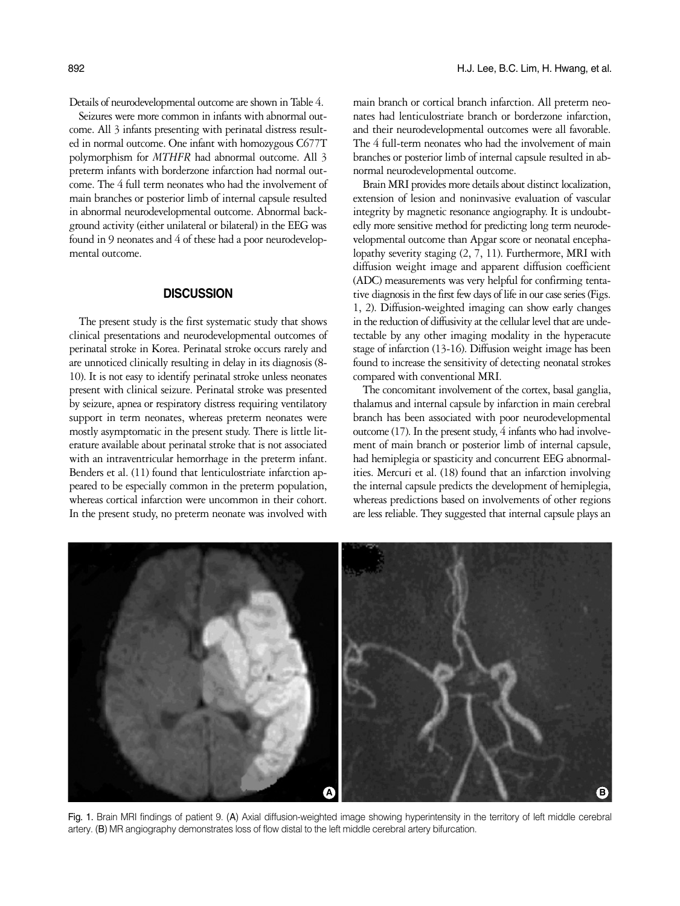Details of neurodevelopmental outcome are shown in Table 4.

Seizures were more common in infants with abnormal outcome. All 3 infants presenting with perinatal distress resulted in normal outcome. One infant with homozygous C677T polymorphism for *MTHFR* had abnormal outcome. All 3 preterm infants with borderzone infarction had normal outcome. The 4 full term neonates who had the involvement of main branches or posterior limb of internal capsule resulted in abnormal neurodevelopmental outcome. Abnormal background activity (either unilateral or bilateral) in the EEG was found in 9 neonates and 4 of these had a poor neurodevelopmental outcome.

## DISCUSSION

The present study is the first systematic study that shows clinical presentations and neurodevelopmental outcomes of perinatal stroke in Korea. Perinatal stroke occurs rarely and are unnoticed clinically resulting in delay in its diagnosis (8-10). It is not easy to identify perinatal stroke unless neonates present with clinical seizure. Perinatal stroke was presented by seizure, apnea or respiratory distress requiring ventilatory support in term neonates, whereas preterm neonates were mostly asymptomatic in the present study. There is little literature available about perinatal stroke that is not associated with an intraventricular hemorrhage in the preterm infant. Benders et al. (11) found that lenticulostriate infarction appeared to be especially common in the preterm population, whereas cortical infarction were uncommon in their cohort. In the present study, no preterm neonate was involved with main branch or cortical branch infarction. All preterm neonates had lenticulostriate branch or borderzone infarction, and their neurodevelopmental outcomes were all favorable. The 4 full-term neonates who had the involvement of main branches or posterior limb of internal capsule resulted in abnormal neurodevelopmental outcome.

Brain MRI provides more details about distinct localization, extension of lesion and noninvasive evaluation of vascular integrity by magnetic resonance angiography. It is undoubtedly more sensitive method for predicting long term neurodevelopmental outcome than Apgar score or neonatal encephalopathy severity staging (2, 7, 11). Furthermore, MRI with diffusion weight image and apparent diffusion coefficient (ADC) measurements was very helpful for confirming tentative diagnosis in the first few days of life in our case series (Figs. 1, 2). Diffusion-weighted imaging can show early changes in the reduction of diffusivity at the cellular level that are undetectable by any other imaging modality in the hyperacute stage of infarction (13-16). Diffusion weight image has been found to increase the sensitivity of detecting neonatal strokes compared with conventional MRI.

The concomitant involvement of the cortex, basal ganglia, thalamus and internal capsule by infarction in main cerebral branch has been associated with poor neurodevelopmental outcome (17). In the present study, 4 infants who had involvement of main branch or posterior limb of internal capsule, had hemiplegia or spasticity and concurrent EEG abnormalities. Mercuri et al. (18) found that an infarction involving the internal capsule predicts the development of hemiplegia, whereas predictions based on involvements of other regions are less reliable. They suggested that internal capsule plays an

Fig. 1. Brain MRI findings of patient 9. (A) Axial diffusion-weighted image showing hyperintensity in the territory of left middle cerebral artery. (B) MR angiography demonstrates loss of flow distal to the left middle cerebral artery bifurcation.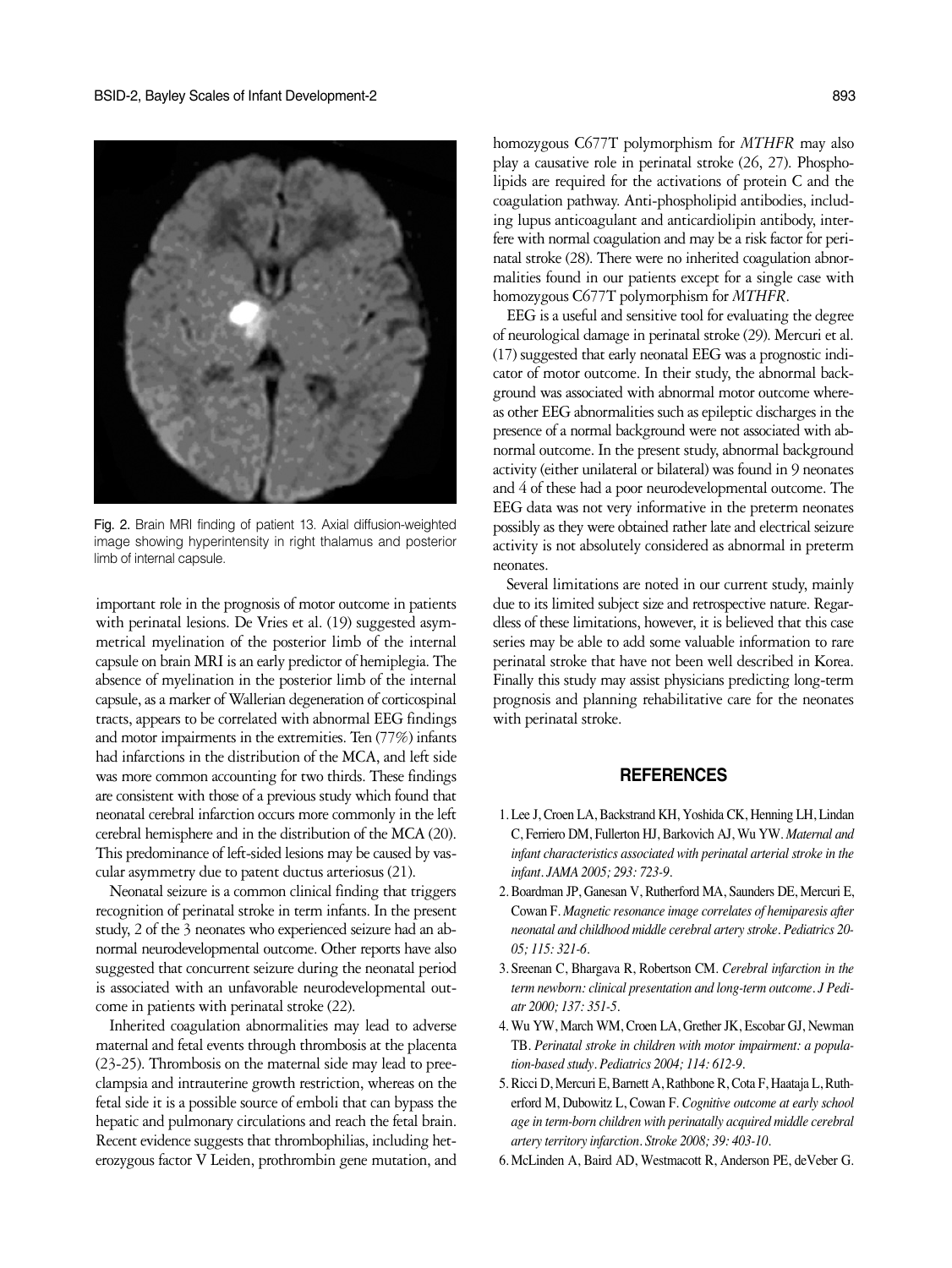Fig. 2. Brain MRI finding of patient 13. Axial diffusion-weighted image showing hyperintensity in right thalamus and posterior limb of internal capsule.

important role in the prognosis of motor outcome in patients with perinatal lesions. De Vries et al. (19) suggested asymmetrical myelination of the posterior limb of the internal capsule on brain MRI is an early predictor of hemiplegia. The absence of myelination in the posterior limb of the internal capsule, as a marker of Wallerian degeneration of corticospinal tracts, appears to be correlated with abnormal EEG findings and motor impairments in the extremities. Ten (77%) infants had infarctions in the distribution of the MCA, and left side was more common accounting for two thirds. These findings are consistent with those of a previous study which found that neonatal cerebral infarction occurs more commonly in the left cerebral hemisphere and in the distribution of the MCA (20). This predominance of left-sided lesions may be caused by vascular asymmetry due to patent ductus arteriosus (21).

Neonatal seizure is a common clinical finding that triggers recognition of perinatal stroke in term infants. In the present study, 2 of the 3 neonates who experienced seizure had an abnormal neurodevelopmental outcome. Other reports have also suggested that concurrent seizure during the neonatal period is associated with an unfavorable neurodevelopmental outcome in patients with perinatal stroke (22).

Inherited coagulation abnormalities may lead to adverse maternal and fetal events through thrombosis at the placenta (23-25). Thrombosis on the maternal side may lead to preeclampsia and intrauterine growth restriction, whereas on the fetal side it is a possible source of emboli that can bypass the hepatic and pulmonary circulations and reach the fetal brain. Recent evidence suggests that thrombophilias, including heterozygous factor V Leiden, prothrombin gene mutation, and homozygous C677T polymorphism for *MTHFR* may also play a causative role in perinatal stroke (26, 27). Phospholipids are required for the activations of protein C and the coagulation pathway. Anti-phospholipid antibodies, including lupus anticoagulant and anticardiolipin antibody, interfere with normal coagulation and may be a risk factor for perinatal stroke (28). There were no inherited coagulation abnormalities found in our patients except for a single case with homozygous C677T polymorphism for *MTHFR*.

EEG is a useful and sensitive tool for evaluating the degree of neurological damage in perinatal stroke (29). Mercuri et al. (17) suggested that early neonatal EEG was a prognostic indicator of motor outcome. In their study, the abnormal background was associated with abnormal motor outcome whereas other EEG abnormalities such as epileptic discharges in the presence of a normal background were not associated with abnormal outcome. In the present study, abnormal background activity (either unilateral or bilateral) was found in 9 neonates and 4 of these had a poor neurodevelopmental outcome. The EEG data was not very informative in the preterm neonates possibly as they were obtained rather late and electrical seizure activity is not absolutely considered as abnormal in preterm neonates.

Several limitations are noted in our current study, mainly due to its limited subject size and retrospective nature. Regardless of these limitations, however, it is believed that this case series may be able to add some valuable information to rare perinatal stroke that have not been well described in Korea. Finally this study may assist physicians predicting long-term prognosis and planning rehabilitative care for the neonates with perinatal stroke.

## REFERENCES

1. Lee J, Croen LA, Backstrand KH, Yoshida CK, Henning LH, Lindan C, Ferriero DM, Fullerton HJ, Barkovich AJ, Wu YW. *Maternal and infant characteristics associated with perinatal arterial stroke in the infant. JAMA 2005; 293: 723-9.*
2. Boardman JP, Ganesan V, Rutherford MA, Saunders DE, Mercuri E, Cowan F. *Magnetic resonance image correlates of hemiparesis after neonatal and childhood middle cerebral artery stroke. Pediatrics 2005; 115: 321-6.*
3. Sreenan C, Bhargava R, Robertson CM. *Cerebral infarction in the term newborn: clinical presentation and long-term outcome. J Pediatr 2000; 137: 351-5.*
4. Wu YW, March WM, Croen LA, Grether JK, Escobar GJ, Newman TB. *Perinatal stroke in children with motor impairment: a population-based study. Pediatrics 2004; 114: 612-9.*
5. Ricci D, Mercuri E, Barnett A, Rathbone R, Cota F, Haataja L, Rutherford M, Dubowitz L, Cowan F. *Cognitive outcome at early school age in term-born children with perinatally acquired middle cerebral artery territory infarction. Stroke 2008; 39: 403-10.*
6. McLinden A, Baird AD, Westmacott R, Anderson PE, deVeber G.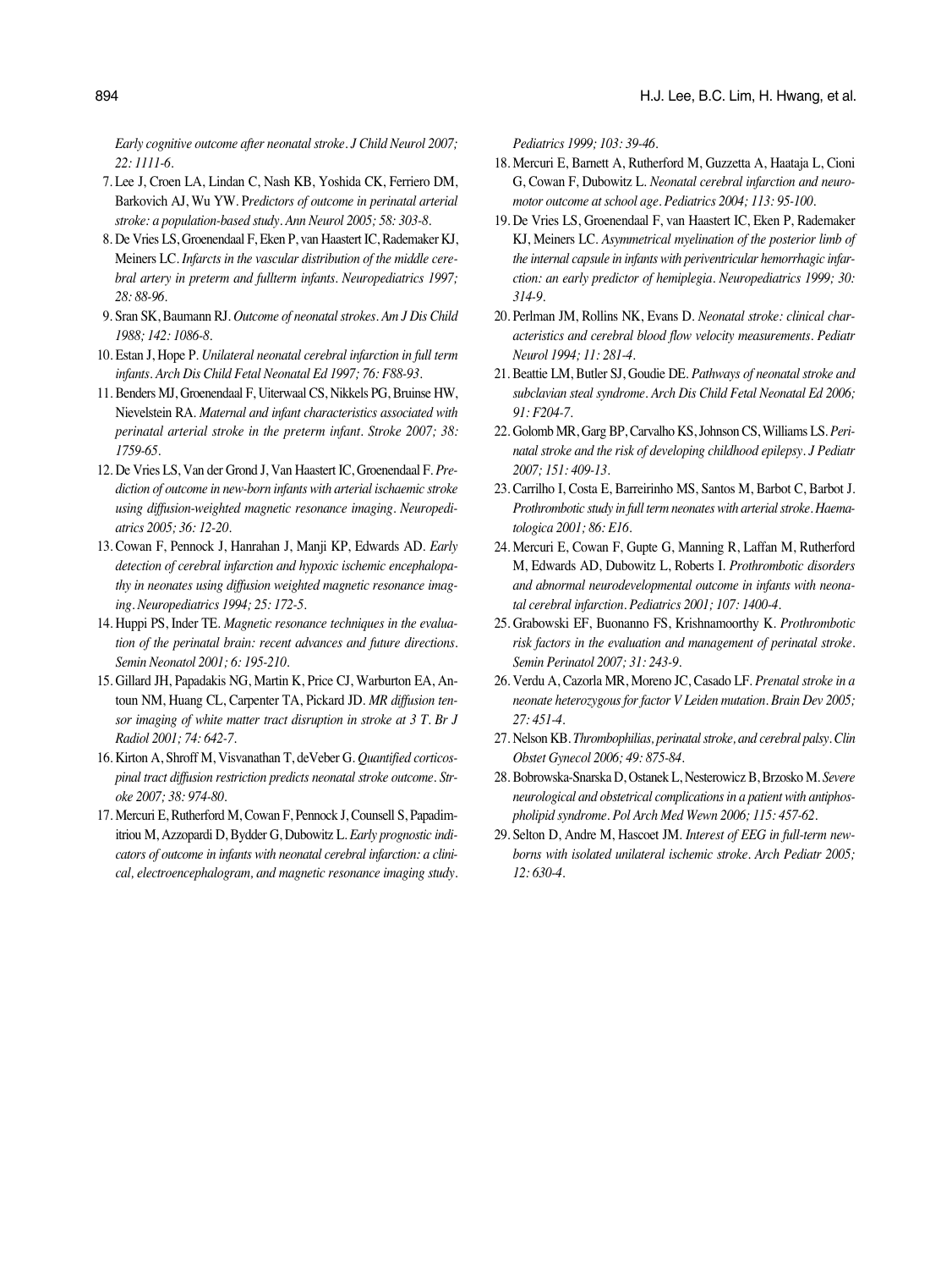*Early cognitive outcome after neonatal stroke*. *J Child Neurol 2007; 22: 1111-6*.

7. Lee J, Croen LA, Lindan C, Nash KB, Yoshida CK, Ferriero DM, Barkovich AJ, Wu YW. *Predictors of outcome in perinatal arterial stroke: a population-based study*. *Ann Neurol 2005; 58: 303-8*.
8. De Vries LS, Groenendaal F, Eken P, van Haastert IC, Rademaker KJ, Meiners LC. *Infarcts in the vascular distribution of the middle cerebral artery in preterm and fullterm infants*. *Neuropediatrics 1997; 28: 88-96*.
9. Sran SK, Baumann RJ. *Outcome of neonatal strokes*. *Am J Dis Child 1988; 142: 1086-8*.
10. Estan J, Hope P. *Unilateral neonatal cerebral infarction in full term infants*. *Arch Dis Child Fetal Neonatal Ed 1997; 76: F88-93*.
11. Benders MJ, Groenendaal F, Uiterwaal CS, Nikkels PG, Bruinse HW, Nievelstein RA. *Maternal and infant characteristics associated with perinatal arterial stroke in the preterm infant*. *Stroke 2007; 38: 1759-65*.
12. De Vries LS, Van der Grond J, Van Haastert IC, Groenendaal F. *Prediction of outcome in new-born infants with arterial ischaemic stroke using diffusion-weighted magnetic resonance imaging*. *Neuropediatrics 2005; 36: 12-20*.
13. Cowan F, Pennock J, Hanrahan J, Manji KP, Edwards AD. *Early detection of cerebral infarction and hypoxic ischemic encephalopathy in neonates using diffusion weighted magnetic resonance imaging*. *Neuropediatrics 1994; 25: 172-5*.
14. Huppi PS, Inder TE. *Magnetic resonance techniques in the evaluation of the perinatal brain: recent advances and future directions*. *Semin Neonatol 2001; 6: 195-210*.
15. Gillard JH, Papadakis NG, Martin K, Price CJ, Warburton EA, Antoun NM, Huang CL, Carpenter TA, Pickard JD. *MR diffusion tensor imaging of white matter tract disruption in stroke at 3 T*. *Br J Radiol 2001; 74: 642-7*.
16. Kirton A, Shroff M, Visvanathan T, deVeber G. *Quantified corticospinal tract diffusion restriction predicts neonatal stroke outcome*. *Stroke 2007; 38: 974-80*.
17. Mercuri E, Rutherford M, Cowan F, Pennock J, Counsell S, Papadimitriou M, Azzopardi D, Bydder G, Dubowitz L. *Early prognostic indicators of outcome in infants with neonatal cerebral infarction: a clinical, electroencephalogram, and magnetic resonance imaging study*. *Pediatrics 1999; 103: 39-46*.
18. Mercuri E, Barnett A, Rutherford M, Guzzetta A, Haataja L, Cioni G, Cowan F, Dubowitz L. *Neonatal cerebral infarction and neuromotor outcome at school age*. *Pediatrics 2004; 113: 95-100*.
19. De Vries LS, Groenendaal F, van Haastert IC, Eken P, Rademaker KJ, Meiners LC. *Asymmetrical myelination of the posterior limb of the internal capsule in infants with periventricular hemorrhagic infarction: an early predictor of hemiplegia*. *Neuropediatrics 1999; 30: 314-9*.
20. Perlman JM, Rollins NK, Evans D. *Neonatal stroke: clinical characteristics and cerebral blood flow velocity measurements*. *Pediatr Neurol 1994; 11: 281-4*.
21. Beattie LM, Butler SJ, Goudie DE. *Pathways of neonatal stroke and subclavian steal syndrome*. *Arch Dis Child Fetal Neonatal Ed 2006; 91: F204-7*.
22. Golomb MR, Garg BP, Carvalho KS, Johnson CS, Williams LS. *Perinatal stroke and the risk of developing childhood epilepsy*. *J Pediatr 2007; 151: 409-13*.
23. Carrilho I, Costa E, Barreirinho MS, Santos M, Barbot C, Barbot J. *Prothrombotic study in full term neonates with arterial stroke*. *Haematologica 2001; 86: E16*.
24. Mercuri E, Cowan F, Gupte G, Manning R, Laffan M, Rutherford M, Edwards AD, Dubowitz L, Roberts I. *Prothrombotic disorders and abnormal neurodevelopmental outcome in infants with neonatal cerebral infarction*. *Pediatrics 2001; 107: 1400-4*.
25. Grabowski EF, Buonanno FS, Krishnamoorthy K. *Prothrombotic risk factors in the evaluation and management of perinatal stroke*. *Semin Perinatol 2007; 31: 243-9*.
26. Verdu A, Cazorla MR, Moreno JC, Casado LF. *Prenatal stroke in a neonate heterozygous for factor V Leiden mutation*. *Brain Dev 2005; 27: 451-4*.
27. Nelson KB. *Thrombophilias, perinatal stroke, and cerebral palsy*. *Clin Obstet Gynecol 2006; 49: 875-84*.
28. Bobrowska-Snarska D, Ostanek L, Nesterowicz B, Brzosko M. *Severe neurological and obstetrical complications in a patient with antiphospholipid syndrome*. *Pol Arch Med Wewn 2006; 115: 457-62*.
29. Selton D, Andre M, Hascoet JM. *Interest of EEG in full-term newborns with isolated unilateral ischemic stroke*. *Arch Pediatr 2005; 12: 630-4*.